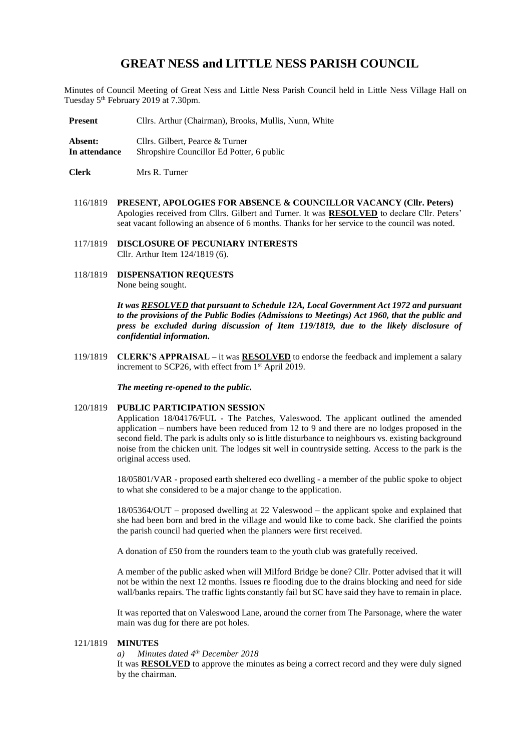# GREAT NESS and LITTLE NESS PARISH COUNCIL

Minutes of Council Meeting of Great Ness and Little Ness Parish Council held in Little Ness Village Hall on Tuesday 5th February 2019 at 7.30pm.

**Present** Cllrs. Arthur (Chairman), Brooks, Mullis, Nunn, White

**Absent:** Cllrs. Gilbert, Pearce & Turner
**In attendance** Shropshire Councillor Ed Potter, 6 public

**Clerk** Mrs R. Turner

116/1819 **PRESENT, APOLOGIES FOR ABSENCE & COUNCILLOR VACANCY (Cllr. Peters)**
Apologies received from Cllrs. Gilbert and Turner. It was **RESOLVED** to declare Cllr. Peters' seat vacant following an absence of 6 months. Thanks for her service to the council was noted.

117/1819 **DISCLOSURE OF PECUNIARY INTERESTS**
Cllr. Arthur Item 124/1819 (6).

118/1819 **DISPENSATION REQUESTS**
None being sought.

***It was RESOLVED that pursuant to Schedule 12A, Local Government Act 1972 and pursuant to the provisions of the Public Bodies (Admissions to Meetings) Act 1960, that the public and press be excluded during discussion of Item 119/1819, due to the likely disclosure of confidential information.***

119/1819 **CLERK'S APPRAISAL –** it was **RESOLVED** to endorse the feedback and implement a salary increment to SCP26, with effect from 1st April 2019.

***The meeting re-opened to the public.***

120/1819 **PUBLIC PARTICIPATION SESSION**
Application 18/04176/FUL - The Patches, Valeswood. The applicant outlined the amended application – numbers have been reduced from 12 to 9 and there are no lodges proposed in the second field. The park is adults only so is little disturbance to neighbours vs. existing background noise from the chicken unit. The lodges sit well in countryside setting. Access to the park is the original access used.

18/05801/VAR - proposed earth sheltered eco dwelling - a member of the public spoke to object to what she considered to be a major change to the application.

18/05364/OUT – proposed dwelling at 22 Valeswood – the applicant spoke and explained that she had been born and bred in the village and would like to come back. She clarified the points the parish council had queried when the planners were first received.

A donation of £50 from the rounders team to the youth club was gratefully received.

A member of the public asked when will Milford Bridge be done? Cllr. Potter advised that it will not be within the next 12 months. Issues re flooding due to the drains blocking and need for side wall/banks repairs. The traffic lights constantly fail but SC have said they have to remain in place.

It was reported that on Valeswood Lane, around the corner from The Parsonage, where the water main was dug for there are pot holes.

121/1819 **MINUTES**
*a) Minutes dated 4th December 2018*
It was **RESOLVED** to approve the minutes as being a correct record and they were duly signed by the chairman.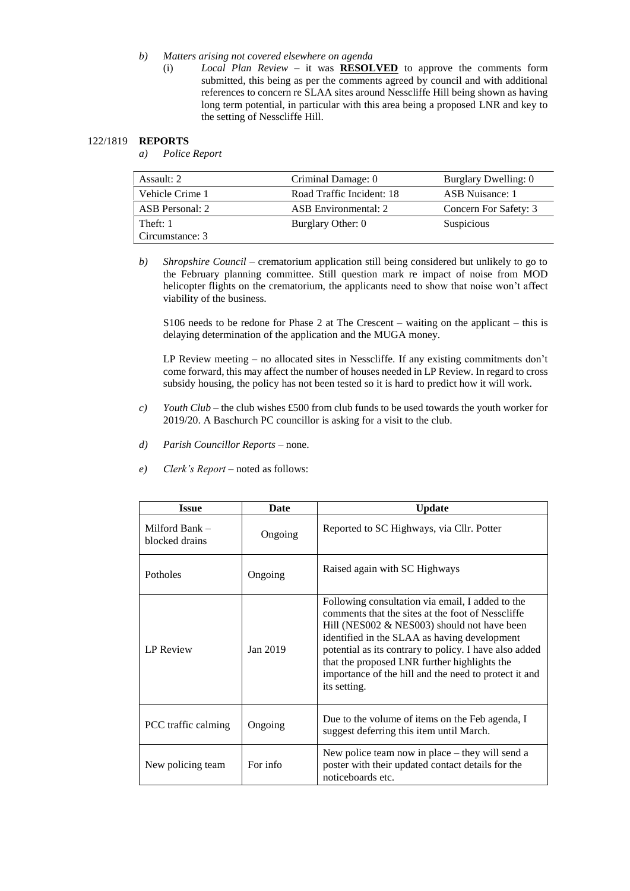*b) Matters arising not covered elsewhere on agenda*

(i) *Local Plan Review* – it was **RESOLVED** to approve the comments form submitted, this being as per the comments agreed by council and with additional references to concern re SLAA sites around Nesscliffe Hill being shown as having long term potential, in particular with this area being a proposed LNR and key to the setting of Nesscliffe Hill.

122/1819 **REPORTS**

*a) Police Report*

| Assault: 2 | Criminal Damage: 0 | Burglary Dwelling: 0 |
|---|---|---|
| Vehicle Crime 1 | Road Traffic Incident: 18 | ASB Nuisance: 1 |
| ASB Personal: 2 | ASB Environmental: 2 | Concern For Safety: 3 |
| Theft: 1 Circumstance: 3 | Burglary Other: 0 | Suspicious |

*b) Shropshire Council* – crematorium application still being considered but unlikely to go to the February planning committee. Still question mark re impact of noise from MOD helicopter flights on the crematorium, the applicants need to show that noise won't affect viability of the business.

S106 needs to be redone for Phase 2 at The Crescent – waiting on the applicant – this is delaying determination of the application and the MUGA money.

LP Review meeting – no allocated sites in Nesscliffe. If any existing commitments don't come forward, this may affect the number of houses needed in LP Review. In regard to cross subsidy housing, the policy has not been tested so it is hard to predict how it will work.

*c) Youth Club* – the club wishes £500 from club funds to be used towards the youth worker for 2019/20. A Baschurch PC councillor is asking for a visit to the club.

*d) Parish Councillor Reports* – none.

*e) Clerk's Report* – noted as follows:

| Issue | Date | Update |
|---|---|---|
| Milford Bank – blocked drains | Ongoing | Reported to SC Highways, via Cllr. Potter |
| Potholes | Ongoing | Raised again with SC Highways |
| LP Review | Jan 2019 | Following consultation via email, I added to the comments that the sites at the foot of Nesscliffe Hill (NES002 & NES003) should not have been identified in the SLAA as having development potential as its contrary to policy. I have also added that the proposed LNR further highlights the importance of the hill and the need to protect it and its setting. |
| PCC traffic calming | Ongoing | Due to the volume of items on the Feb agenda, I suggest deferring this item until March. |
| New policing team | For info | New police team now in place – they will send a poster with their updated contact details for the noticeboards etc. |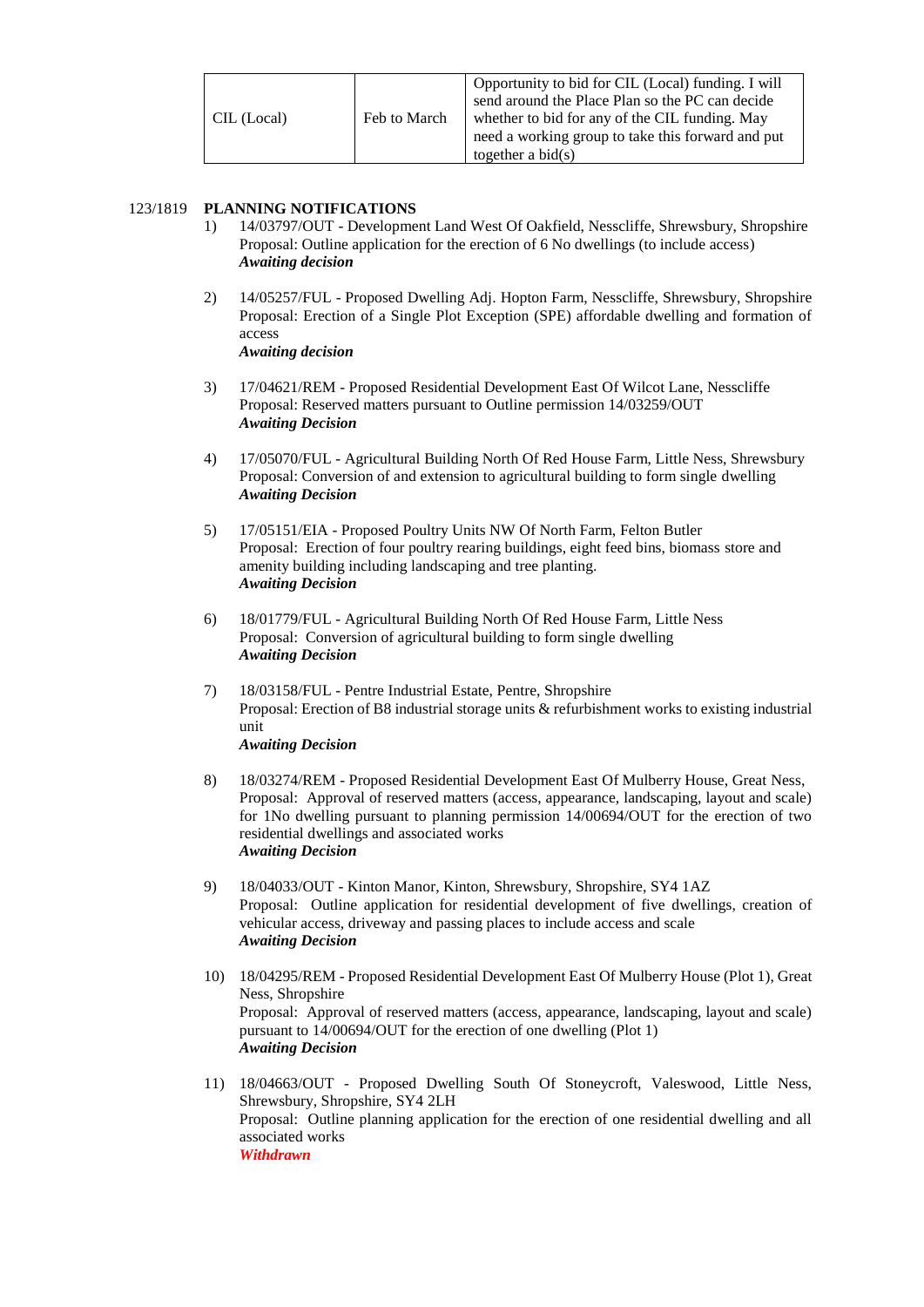| CIL (Local) | Feb to March | Opportunity to bid for CIL (Local) funding. I will send around the Place Plan so the PC can decide whether to bid for any of the CIL funding. May need a working group to take this forward and put together a bid(s) |
|---|---|---|

123/1819 **PLANNING NOTIFICATIONS**

1) 14/03797/OUT - Development Land West Of Oakfield, Nesscliffe, Shrewsbury, Shropshire
Proposal: Outline application for the erection of 6 No dwellings (to include access)
***Awaiting decision***

2) 14/05257/FUL - Proposed Dwelling Adj. Hopton Farm, Nesscliffe, Shrewsbury, Shropshire
Proposal: Erection of a Single Plot Exception (SPE) affordable dwelling and formation of access
***Awaiting decision***

3) 17/04621/REM - Proposed Residential Development East Of Wilcot Lane, Nesscliffe
Proposal: Reserved matters pursuant to Outline permission 14/03259/OUT
***Awaiting Decision***

4) 17/05070/FUL - Agricultural Building North Of Red House Farm, Little Ness, Shrewsbury
Proposal: Conversion of and extension to agricultural building to form single dwelling
***Awaiting Decision***

5) 17/05151/EIA - Proposed Poultry Units NW Of North Farm, Felton Butler
Proposal: Erection of four poultry rearing buildings, eight feed bins, biomass store and amenity building including landscaping and tree planting.
***Awaiting Decision***

6) 18/01779/FUL - Agricultural Building North Of Red House Farm, Little Ness
Proposal: Conversion of agricultural building to form single dwelling
***Awaiting Decision***

7) 18/03158/FUL - Pentre Industrial Estate, Pentre, Shropshire
Proposal: Erection of B8 industrial storage units & refurbishment works to existing industrial unit
***Awaiting Decision***

8) 18/03274/REM - Proposed Residential Development East Of Mulberry House, Great Ness,
Proposal: Approval of reserved matters (access, appearance, landscaping, layout and scale) for 1No dwelling pursuant to planning permission 14/00694/OUT for the erection of two residential dwellings and associated works
***Awaiting Decision***

9) 18/04033/OUT - Kinton Manor, Kinton, Shrewsbury, Shropshire, SY4 1AZ
Proposal: Outline application for residential development of five dwellings, creation of vehicular access, driveway and passing places to include access and scale
***Awaiting Decision***

10) 18/04295/REM - Proposed Residential Development East Of Mulberry House (Plot 1), Great Ness, Shropshire
Proposal: Approval of reserved matters (access, appearance, landscaping, layout and scale) pursuant to 14/00694/OUT for the erection of one dwelling (Plot 1)
***Awaiting Decision***

11) 18/04663/OUT - Proposed Dwelling South Of Stoneycroft, Valeswood, Little Ness, Shrewsbury, Shropshire, SY4 2LH
Proposal: Outline planning application for the erection of one residential dwelling and all associated works
***Withdrawn***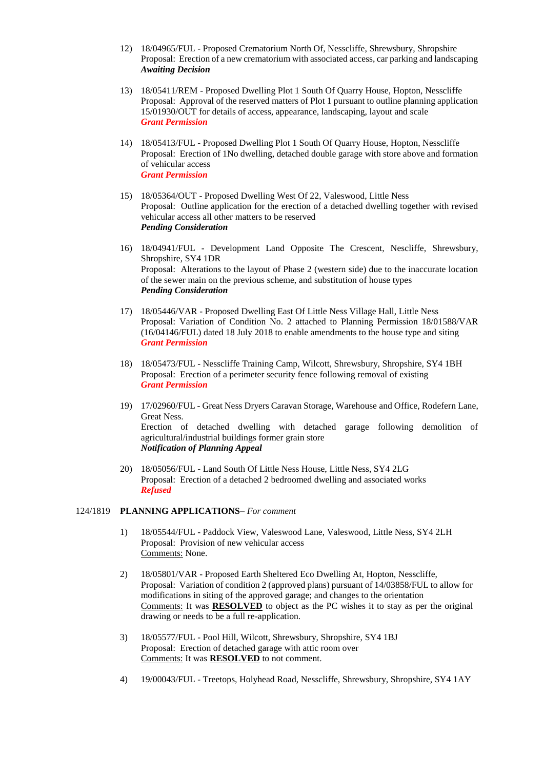12) 18/04965/FUL - Proposed Crematorium North Of, Nesscliffe, Shrewsbury, Shropshire
    Proposal: Erection of a new crematorium with associated access, car parking and landscaping
    ***Awaiting Decision***

13) 18/05411/REM - Proposed Dwelling Plot 1 South Of Quarry House, Hopton, Nesscliffe
    Proposal: Approval of the reserved matters of Plot 1 pursuant to outline planning application 15/01930/OUT for details of access, appearance, landscaping, layout and scale
    ***Grant Permission***

14) 18/05413/FUL - Proposed Dwelling Plot 1 South Of Quarry House, Hopton, Nesscliffe
    Proposal: Erection of 1No dwelling, detached double garage with store above and formation of vehicular access
    ***Grant Permission***

15) 18/05364/OUT - Proposed Dwelling West Of 22, Valeswood, Little Ness
    Proposal: Outline application for the erection of a detached dwelling together with revised vehicular access all other matters to be reserved
    ***Pending Consideration***

16) 18/04941/FUL - Development Land Opposite The Crescent, Nescliffe, Shrewsbury, Shropshire, SY4 1DR
    Proposal: Alterations to the layout of Phase 2 (western side) due to the inaccurate location of the sewer main on the previous scheme, and substitution of house types
    ***Pending Consideration***

17) 18/05446/VAR - Proposed Dwelling East Of Little Ness Village Hall, Little Ness
    Proposal: Variation of Condition No. 2 attached to Planning Permission 18/01588/VAR (16/04146/FUL) dated 18 July 2018 to enable amendments to the house type and siting
    ***Grant Permission***

18) 18/05473/FUL - Nesscliffe Training Camp, Wilcott, Shrewsbury, Shropshire, SY4 1BH
    Proposal: Erection of a perimeter security fence following removal of existing
    ***Grant Permission***

19) 17/02960/FUL - Great Ness Dryers Caravan Storage, Warehouse and Office, Rodefern Lane, Great Ness.
    Erection of detached dwelling with detached garage following demolition of agricultural/industrial buildings former grain store
    ***Notification of Planning Appeal***

20) 18/05056/FUL - Land South Of Little Ness House, Little Ness, SY4 2LG
    Proposal: Erection of a detached 2 bedroomed dwelling and associated works
    ***Refused***

124/1819 **PLANNING APPLICATIONS**– *For comment*

1) 18/05544/FUL - Paddock View, Valeswood Lane, Valeswood, Little Ness, SY4 2LH
   Proposal: Provision of new vehicular access
   Comments: None.

2) 18/05801/VAR - Proposed Earth Sheltered Eco Dwelling At, Hopton, Nesscliffe,
   Proposal: Variation of condition 2 (approved plans) pursuant of 14/03858/FUL to allow for modifications in siting of the approved garage; and changes to the orientation
   Comments: It was **RESOLVED** to object as the PC wishes it to stay as per the original drawing or needs to be a full re-application.

3) 18/05577/FUL - Pool Hill, Wilcott, Shrewsbury, Shropshire, SY4 1BJ
   Proposal: Erection of detached garage with attic room over
   Comments: It was **RESOLVED** to not comment.

4) 19/00043/FUL - Treetops, Holyhead Road, Nesscliffe, Shrewsbury, Shropshire, SY4 1AY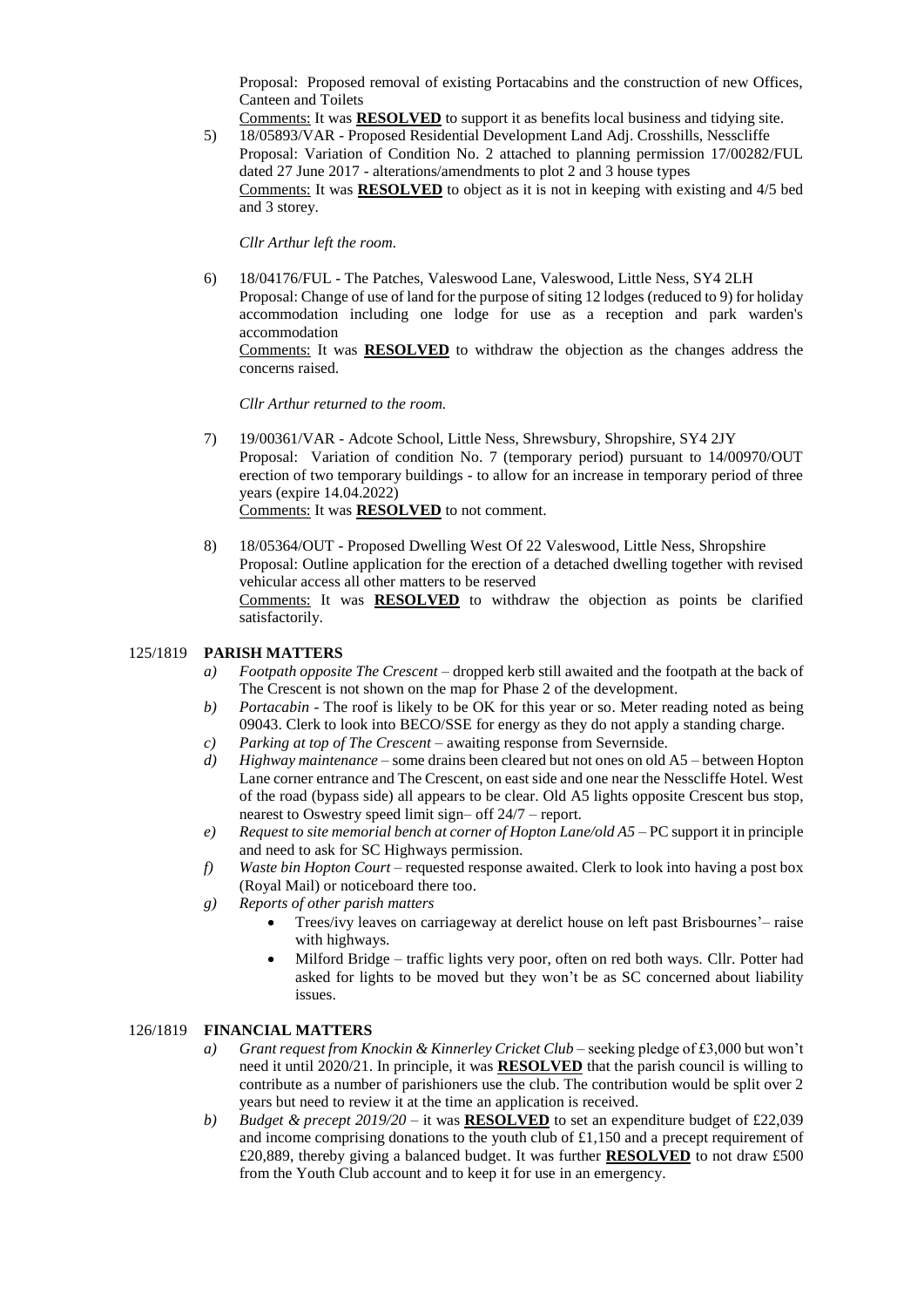Proposal: Proposed removal of existing Portacabins and the construction of new Offices, Canteen and Toilets

Comments: It was **RESOLVED** to support it as benefits local business and tidying site.

5) 18/05893/VAR - Proposed Residential Development Land Adj. Crosshills, Nesscliffe
Proposal: Variation of Condition No. 2 attached to planning permission 17/00282/FUL dated 27 June 2017 - alterations/amendments to plot 2 and 3 house types
Comments: It was **RESOLVED** to object as it is not in keeping with existing and 4/5 bed and 3 storey.

*Cllr Arthur left the room.*

6) 18/04176/FUL - The Patches, Valeswood Lane, Valeswood, Little Ness, SY4 2LH
Proposal: Change of use of land for the purpose of siting 12 lodges (reduced to 9) for holiday accommodation including one lodge for use as a reception and park warden's accommodation
Comments: It was **RESOLVED** to withdraw the objection as the changes address the concerns raised.

*Cllr Arthur returned to the room.*

7) 19/00361/VAR - Adcote School, Little Ness, Shrewsbury, Shropshire, SY4 2JY
Proposal: Variation of condition No. 7 (temporary period) pursuant to 14/00970/OUT erection of two temporary buildings - to allow for an increase in temporary period of three years (expire 14.04.2022)
Comments: It was **RESOLVED** to not comment.

8) 18/05364/OUT - Proposed Dwelling West Of 22 Valeswood, Little Ness, Shropshire
Proposal: Outline application for the erection of a detached dwelling together with revised vehicular access all other matters to be reserved
Comments: It was **RESOLVED** to withdraw the objection as points be clarified satisfactorily.

## 125/1819 PARISH MATTERS

*a) Footpath opposite The Crescent* – dropped kerb still awaited and the footpath at the back of The Crescent is not shown on the map for Phase 2 of the development.

*b) Portacabin* - The roof is likely to be OK for this year or so. Meter reading noted as being 09043. Clerk to look into BECO/SSE for energy as they do not apply a standing charge.

*c) Parking at top of The Crescent* – awaiting response from Severnside.

*d) Highway maintenance* – some drains been cleared but not ones on old A5 – between Hopton Lane corner entrance and The Crescent, on east side and one near the Nesscliffe Hotel. West of the road (bypass side) all appears to be clear. Old A5 lights opposite Crescent bus stop, nearest to Oswestry speed limit sign– off 24/7 – report.

*e) Request to site memorial bench at corner of Hopton Lane/old A5* – PC support it in principle and need to ask for SC Highways permission.

*f) Waste bin Hopton Court* – requested response awaited. Clerk to look into having a post box (Royal Mail) or noticeboard there too.

*g) Reports of other parish matters*
- Trees/ivy leaves on carriageway at derelict house on left past Brisbournes'– raise with highways.
- Milford Bridge – traffic lights very poor, often on red both ways. Cllr. Potter had asked for lights to be moved but they won't be as SC concerned about liability issues.

## 126/1819 FINANCIAL MATTERS

*a) Grant request from Knockin & Kinnerley Cricket Club* – seeking pledge of £3,000 but won't need it until 2020/21. In principle, it was **RESOLVED** that the parish council is willing to contribute as a number of parishioners use the club. The contribution would be split over 2 years but need to review it at the time an application is received.

*b) Budget & precept 2019/20* – it was **RESOLVED** to set an expenditure budget of £22,039 and income comprising donations to the youth club of £1,150 and a precept requirement of £20,889, thereby giving a balanced budget. It was further **RESOLVED** to not draw £500 from the Youth Club account and to keep it for use in an emergency.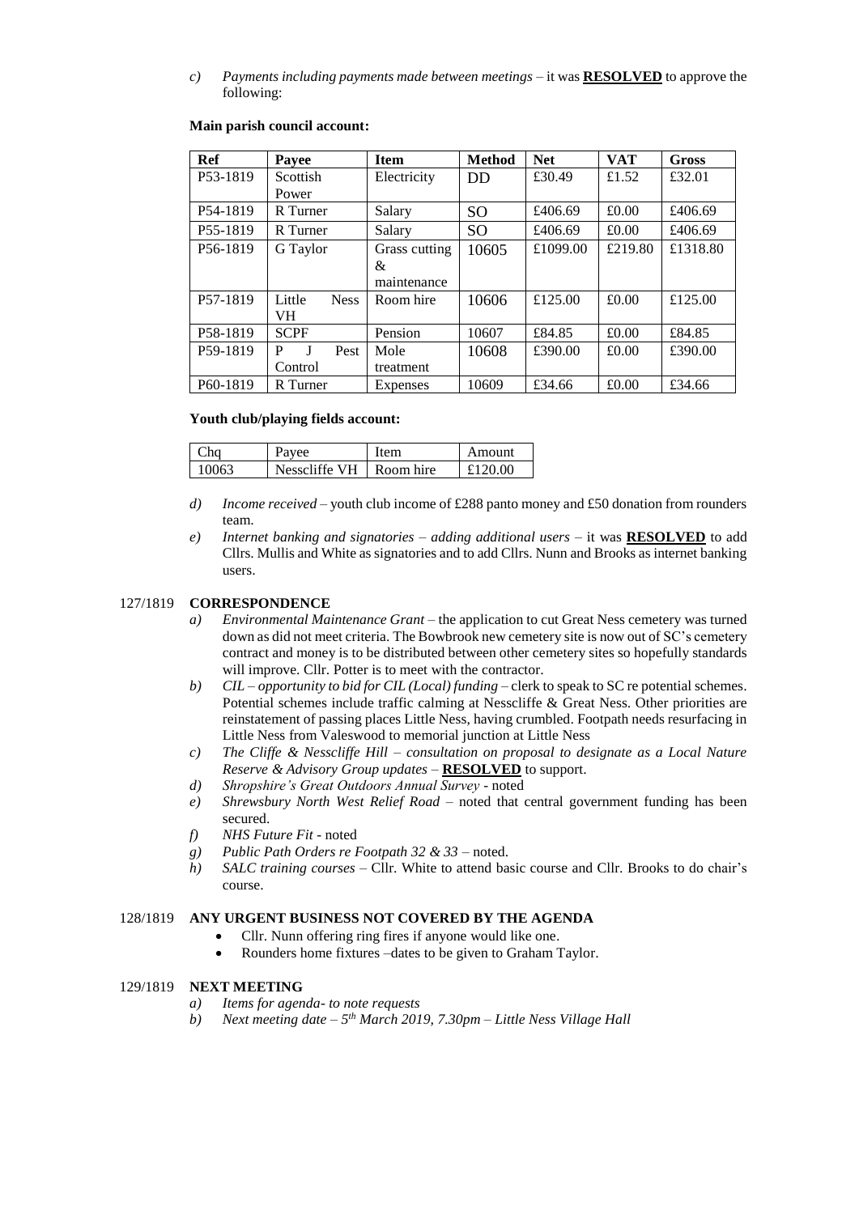*c) Payments including payments made between meetings* – it was **RESOLVED** to approve the following:

**Main parish council account:**

| Ref | Payee | Item | Method | Net | VAT | Gross |
|---|---|---|---|---|---|---|
| P53-1819 | Scottish Power | Electricity | DD | £30.49 | £1.52 | £32.01 |
| P54-1819 | R Turner | Salary | SO | £406.69 | £0.00 | £406.69 |
| P55-1819 | R Turner | Salary | SO | £406.69 | £0.00 | £406.69 |
| P56-1819 | G Taylor | Grass cutting & maintenance | 10605 | £1099.00 | £219.80 | £1318.80 |
| P57-1819 | Little Ness VH | Room hire | 10606 | £125.00 | £0.00 | £125.00 |
| P58-1819 | SCPF | Pension | 10607 | £84.85 | £0.00 | £84.85 |
| P59-1819 | P J Pest Control | Mole treatment | 10608 | £390.00 | £0.00 | £390.00 |
| P60-1819 | R Turner | Expenses | 10609 | £34.66 | £0.00 | £34.66 |

**Youth club/playing fields account:**

| Chq | Payee | Item | Amount |
|---|---|---|---|
| 10063 | Nesscliffe VH | Room hire | £120.00 |

*d) Income received* – youth club income of £288 panto money and £50 donation from rounders team.

*e) Internet banking and signatories – adding additional users* – it was **RESOLVED** to add Cllrs. Mullis and White as signatories and to add Cllrs. Nunn and Brooks as internet banking users.

## 127/1819 CORRESPONDENCE

*a) Environmental Maintenance Grant* – the application to cut Great Ness cemetery was turned down as did not meet criteria. The Bowbrook new cemetery site is now out of SC's cemetery contract and money is to be distributed between other cemetery sites so hopefully standards will improve. Cllr. Potter is to meet with the contractor.

*b) CIL – opportunity to bid for CIL (Local) funding* – clerk to speak to SC re potential schemes. Potential schemes include traffic calming at Nesscliffe & Great Ness. Other priorities are reinstatement of passing places Little Ness, having crumbled. Footpath needs resurfacing in Little Ness from Valeswood to memorial junction at Little Ness

*c) The Cliffe & Nesscliffe Hill – consultation on proposal to designate as a Local Nature Reserve & Advisory Group updates* – **RESOLVED** to support.

*d) Shropshire's Great Outdoors Annual Survey* - noted

*e) Shrewsbury North West Relief Road* – noted that central government funding has been secured.

*f) NHS Future Fit* - noted

*g) Public Path Orders re Footpath 32 & 33* – noted.

*h) SALC training courses* – Cllr. White to attend basic course and Cllr. Brooks to do chair's course.

## 128/1819 ANY URGENT BUSINESS NOT COVERED BY THE AGENDA

- Cllr. Nunn offering ring fires if anyone would like one.
- Rounders home fixtures –dates to be given to Graham Taylor.

## 129/1819 NEXT MEETING

*a) Items for agenda- to note requests*

*b) Next meeting date – 5th March 2019, 7.30pm – Little Ness Village Hall*